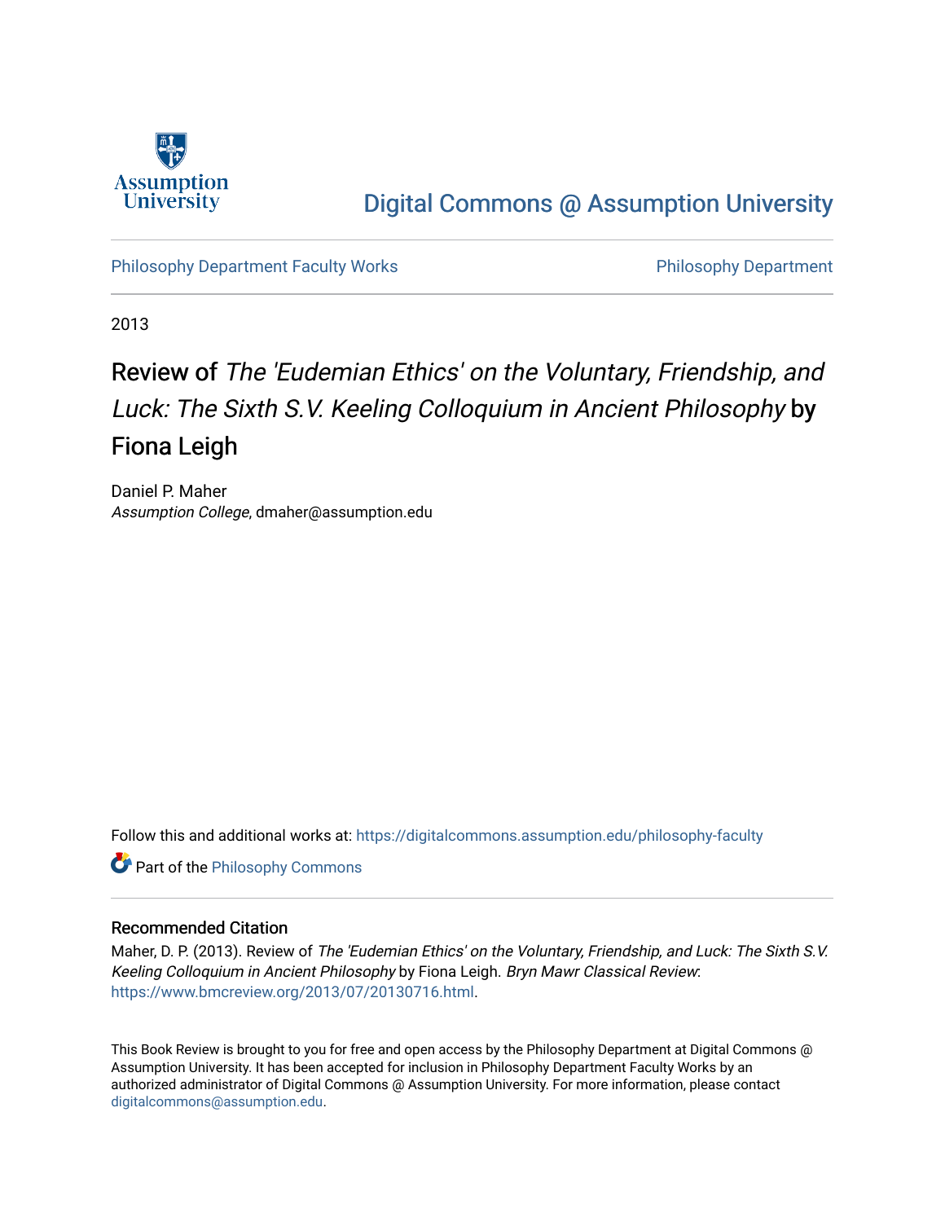Assumption University

# Digital Commons @ Assumption University

Philosophy Department Faculty Works | Philosophy Department

2013

# Review of *The 'Eudemian Ethics' on the Voluntary, Friendship, and Luck: The Sixth S.V. Keeling Colloquium in Ancient Philosophy* by Fiona Leigh

Daniel P. Maher
*Assumption College*, dmaher@assumption.edu

Follow this and additional works at: https://digitalcommons.assumption.edu/philosophy-faculty

Part of the Philosophy Commons

## Recommended Citation

Maher, D. P. (2013). Review of *The 'Eudemian Ethics' on the Voluntary, Friendship, and Luck: The Sixth S.V. Keeling Colloquium in Ancient Philosophy* by Fiona Leigh. *Bryn Mawr Classical Review*: https://www.bmcreview.org/2013/07/20130716.html.

This Book Review is brought to you for free and open access by the Philosophy Department at Digital Commons @ Assumption University. It has been accepted for inclusion in Philosophy Department Faculty Works by an authorized administrator of Digital Commons @ Assumption University. For more information, please contact digitalcommons@assumption.edu.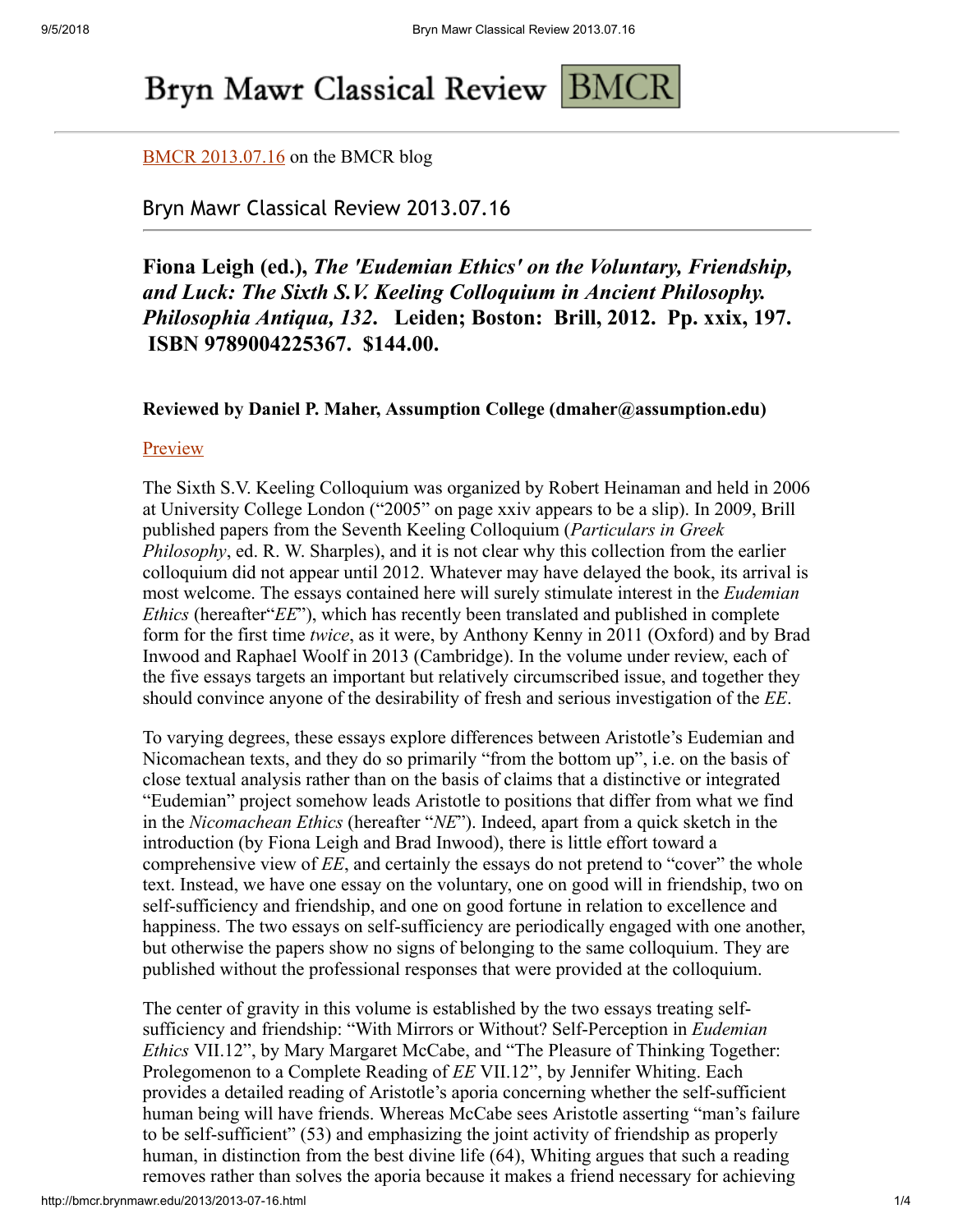Bryn Mawr Classical Review | BMCR

[BMCR 2013.07.16](http://bmcr.brynmawr.edu/2013/2013-07-16.html) on the BMCR blog

Bryn Mawr Classical Review 2013.07.16

## Fiona Leigh (ed.), *The 'Eudemian Ethics' on the Voluntary, Friendship, and Luck: The Sixth S.V. Keeling Colloquium in Ancient Philosophy. Philosophia Antiqua, 132*. Leiden; Boston: Brill, 2012. Pp. xxix, 197. ISBN 9789004225367. $144.00.

**Reviewed by Daniel P. Maher, Assumption College (dmaher@assumption.edu)**

Preview

The Sixth S.V. Keeling Colloquium was organized by Robert Heinaman and held in 2006 at University College London ("2005" on page xxiv appears to be a slip). In 2009, Brill published papers from the Seventh Keeling Colloquium (*Particulars in Greek Philosophy*, ed. R. W. Sharples), and it is not clear why this collection from the earlier colloquium did not appear until 2012. Whatever may have delayed the book, its arrival is most welcome. The essays contained here will surely stimulate interest in the *Eudemian Ethics* (hereafter"*EE*"), which has recently been translated and published in complete form for the first time *twice*, as it were, by Anthony Kenny in 2011 (Oxford) and by Brad Inwood and Raphael Woolf in 2013 (Cambridge). In the volume under review, each of the five essays targets an important but relatively circumscribed issue, and together they should convince anyone of the desirability of fresh and serious investigation of the *EE*.

To varying degrees, these essays explore differences between Aristotle's Eudemian and Nicomachean texts, and they do so primarily "from the bottom up", i.e. on the basis of close textual analysis rather than on the basis of claims that a distinctive or integrated "Eudemian" project somehow leads Aristotle to positions that differ from what we find in the *Nicomachean Ethics* (hereafter "*NE*"). Indeed, apart from a quick sketch in the introduction (by Fiona Leigh and Brad Inwood), there is little effort toward a comprehensive view of *EE*, and certainly the essays do not pretend to "cover" the whole text. Instead, we have one essay on the voluntary, one on good will in friendship, two on self-sufficiency and friendship, and one on good fortune in relation to excellence and happiness. The two essays on self-sufficiency are periodically engaged with one another, but otherwise the papers show no signs of belonging to the same colloquium. They are published without the professional responses that were provided at the colloquium.

The center of gravity in this volume is established by the two essays treating self-sufficiency and friendship: "With Mirrors or Without? Self-Perception in *Eudemian Ethics* VII.12", by Mary Margaret McCabe, and "The Pleasure of Thinking Together: Prolegomenon to a Complete Reading of *EE* VII.12", by Jennifer Whiting. Each provides a detailed reading of Aristotle's aporia concerning whether the self-sufficient human being will have friends. Whereas McCabe sees Aristotle asserting "man's failure to be self-sufficient" (53) and emphasizing the joint activity of friendship as properly human, in distinction from the best divine life (64), Whiting argues that such a reading removes rather than solves the aporia because it makes a friend necessary for achieving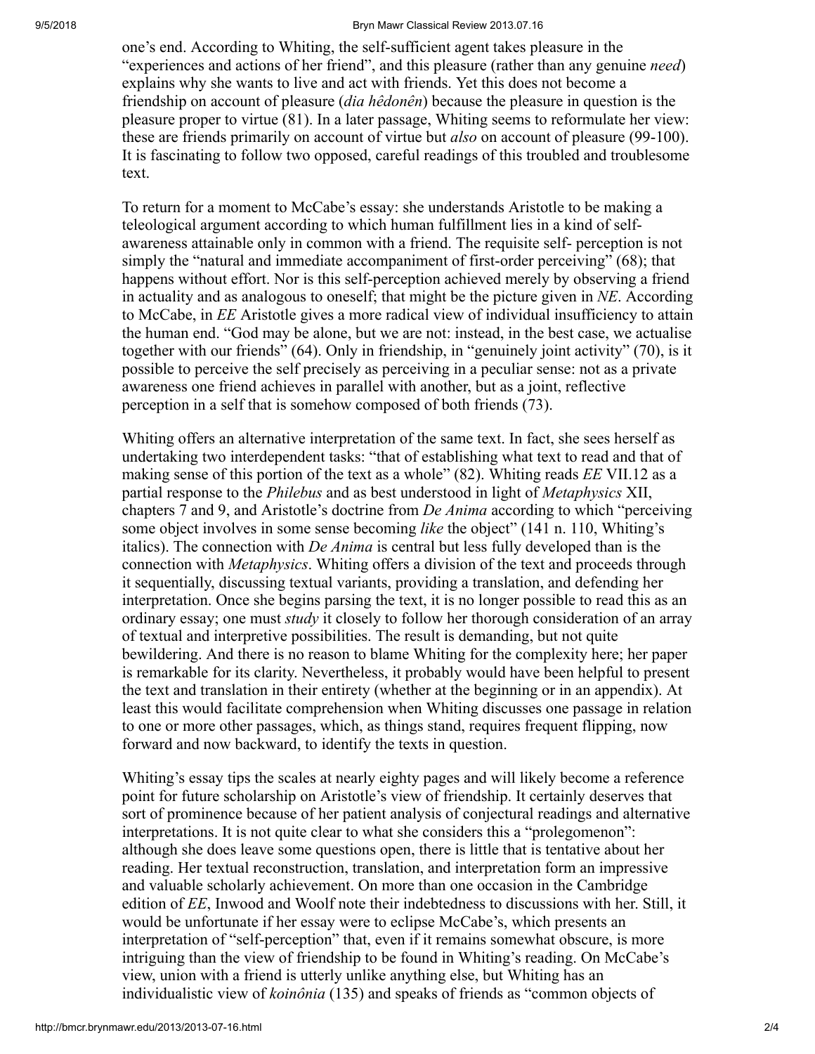one's end. According to Whiting, the self-sufficient agent takes pleasure in the "experiences and actions of her friend", and this pleasure (rather than any genuine *need*) explains why she wants to live and act with friends. Yet this does not become a friendship on account of pleasure (*dia hêdonên*) because the pleasure in question is the pleasure proper to virtue (81). In a later passage, Whiting seems to reformulate her view: these are friends primarily on account of virtue but *also* on account of pleasure (99-100). It is fascinating to follow two opposed, careful readings of this troubled and troublesome text.

To return for a moment to McCabe's essay: she understands Aristotle to be making a teleological argument according to which human fulfillment lies in a kind of self-awareness attainable only in common with a friend. The requisite self- perception is not simply the "natural and immediate accompaniment of first-order perceiving" (68); that happens without effort. Nor is this self-perception achieved merely by observing a friend in actuality and as analogous to oneself; that might be the picture given in *NE*. According to McCabe, in *EE* Aristotle gives a more radical view of individual insufficiency to attain the human end. "God may be alone, but we are not: instead, in the best case, we actualise together with our friends" (64). Only in friendship, in "genuinely joint activity" (70), is it possible to perceive the self precisely as perceiving in a peculiar sense: not as a private awareness one friend achieves in parallel with another, but as a joint, reflective perception in a self that is somehow composed of both friends (73).

Whiting offers an alternative interpretation of the same text. In fact, she sees herself as undertaking two interdependent tasks: "that of establishing what text to read and that of making sense of this portion of the text as a whole" (82). Whiting reads *EE* VII.12 as a partial response to the *Philebus* and as best understood in light of *Metaphysics* XII, chapters 7 and 9, and Aristotle's doctrine from *De Anima* according to which "perceiving some object involves in some sense becoming *like* the object" (141 n. 110, Whiting's italics). The connection with *De Anima* is central but less fully developed than is the connection with *Metaphysics*. Whiting offers a division of the text and proceeds through it sequentially, discussing textual variants, providing a translation, and defending her interpretation. Once she begins parsing the text, it is no longer possible to read this as an ordinary essay; one must *study* it closely to follow her thorough consideration of an array of textual and interpretive possibilities. The result is demanding, but not quite bewildering. And there is no reason to blame Whiting for the complexity here; her paper is remarkable for its clarity. Nevertheless, it probably would have been helpful to present the text and translation in their entirety (whether at the beginning or in an appendix). At least this would facilitate comprehension when Whiting discusses one passage in relation to one or more other passages, which, as things stand, requires frequent flipping, now forward and now backward, to identify the texts in question.

Whiting's essay tips the scales at nearly eighty pages and will likely become a reference point for future scholarship on Aristotle's view of friendship. It certainly deserves that sort of prominence because of her patient analysis of conjectural readings and alternative interpretations. It is not quite clear to what she considers this a "prolegomenon": although she does leave some questions open, there is little that is tentative about her reading. Her textual reconstruction, translation, and interpretation form an impressive and valuable scholarly achievement. On more than one occasion in the Cambridge edition of *EE*, Inwood and Woolf note their indebtedness to discussions with her. Still, it would be unfortunate if her essay were to eclipse McCabe's, which presents an interpretation of "self-perception" that, even if it remains somewhat obscure, is more intriguing than the view of friendship to be found in Whiting's reading. On McCabe's view, union with a friend is utterly unlike anything else, but Whiting has an individualistic view of *koinônia* (135) and speaks of friends as "common objects of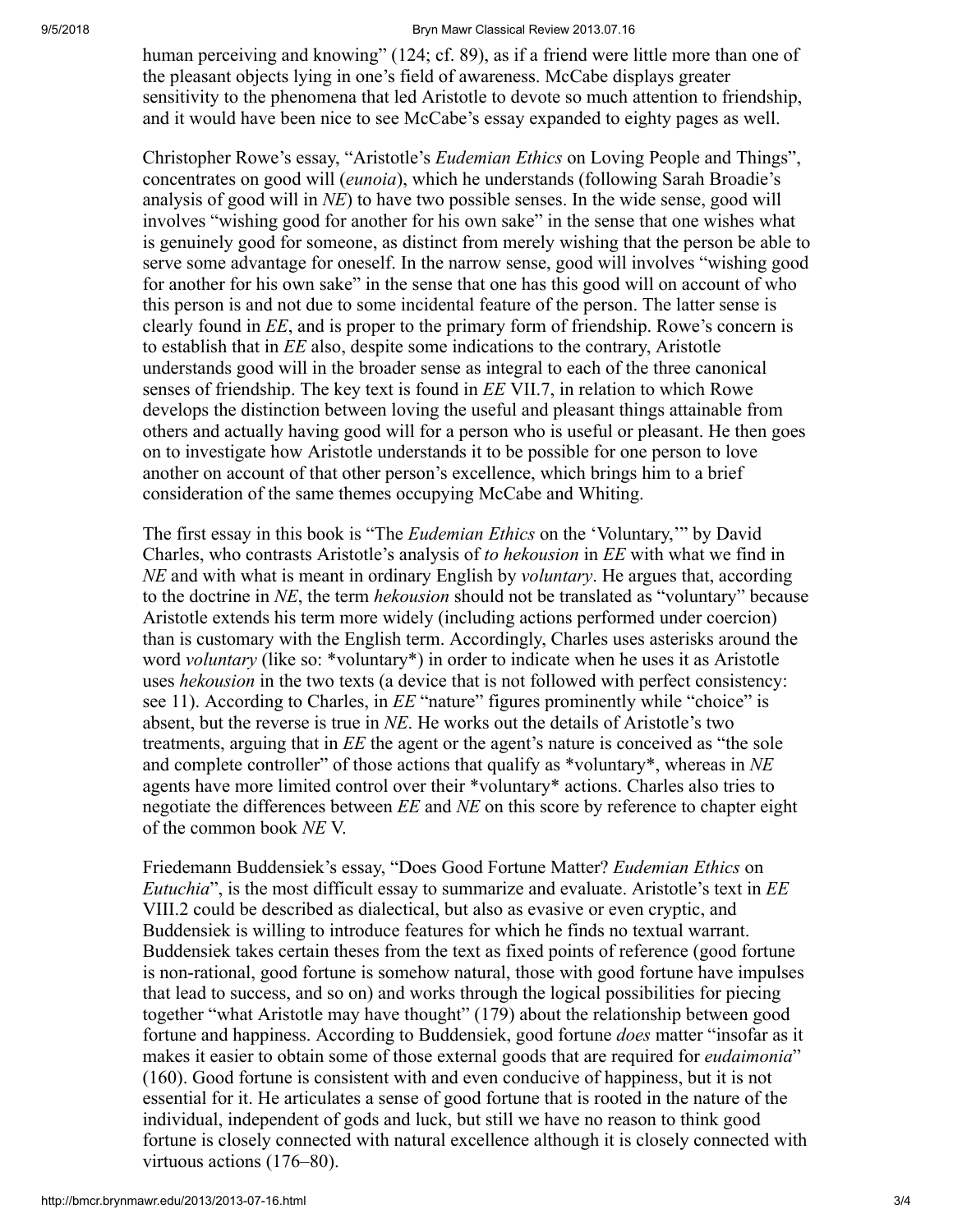human perceiving and knowing" (124; cf. 89), as if a friend were little more than one of the pleasant objects lying in one's field of awareness. McCabe displays greater sensitivity to the phenomena that led Aristotle to devote so much attention to friendship, and it would have been nice to see McCabe's essay expanded to eighty pages as well.

Christopher Rowe's essay, "Aristotle's *Eudemian Ethics* on Loving People and Things", concentrates on good will (*eunoia*), which he understands (following Sarah Broadie's analysis of good will in *NE*) to have two possible senses. In the wide sense, good will involves "wishing good for another for his own sake" in the sense that one wishes what is genuinely good for someone, as distinct from merely wishing that the person be able to serve some advantage for oneself. In the narrow sense, good will involves "wishing good for another for his own sake" in the sense that one has this good will on account of who this person is and not due to some incidental feature of the person. The latter sense is clearly found in *EE*, and is proper to the primary form of friendship. Rowe's concern is to establish that in *EE* also, despite some indications to the contrary, Aristotle understands good will in the broader sense as integral to each of the three canonical senses of friendship. The key text is found in *EE* VII.7, in relation to which Rowe develops the distinction between loving the useful and pleasant things attainable from others and actually having good will for a person who is useful or pleasant. He then goes on to investigate how Aristotle understands it to be possible for one person to love another on account of that other person's excellence, which brings him to a brief consideration of the same themes occupying McCabe and Whiting.

The first essay in this book is "The *Eudemian Ethics* on the 'Voluntary,'" by David Charles, who contrasts Aristotle's analysis of *to hekousion* in *EE* with what we find in *NE* and with what is meant in ordinary English by *voluntary*. He argues that, according to the doctrine in *NE*, the term *hekousion* should not be translated as "voluntary" because Aristotle extends his term more widely (including actions performed under coercion) than is customary with the English term. Accordingly, Charles uses asterisks around the word *voluntary* (like so: *voluntary*) in order to indicate when he uses it as Aristotle uses *hekousion* in the two texts (a device that is not followed with perfect consistency: see 11). According to Charles, in *EE* "nature" figures prominently while "choice" is absent, but the reverse is true in *NE*. He works out the details of Aristotle's two treatments, arguing that in *EE* the agent or the agent's nature is conceived as "the sole and complete controller" of those actions that qualify as *voluntary*, whereas in *NE* agents have more limited control over their *voluntary* actions. Charles also tries to negotiate the differences between *EE* and *NE* on this score by reference to chapter eight of the common book *NE* V.

Friedemann Buddensiek's essay, "Does Good Fortune Matter? *Eudemian Ethics* on *Eutuchia*", is the most difficult essay to summarize and evaluate. Aristotle's text in *EE* VIII.2 could be described as dialectical, but also as evasive or even cryptic, and Buddensiek is willing to introduce features for which he finds no textual warrant. Buddensiek takes certain theses from the text as fixed points of reference (good fortune is non-rational, good fortune is somehow natural, those with good fortune have impulses that lead to success, and so on) and works through the logical possibilities for piecing together "what Aristotle may have thought" (179) about the relationship between good fortune and happiness. According to Buddensiek, good fortune *does* matter "insofar as it makes it easier to obtain some of those external goods that are required for *eudaimonia*" (160). Good fortune is consistent with and even conducive of happiness, but it is not essential for it. He articulates a sense of good fortune that is rooted in the nature of the individual, independent of gods and luck, but still we have no reason to think good fortune is closely connected with natural excellence although it is closely connected with virtuous actions (176–80).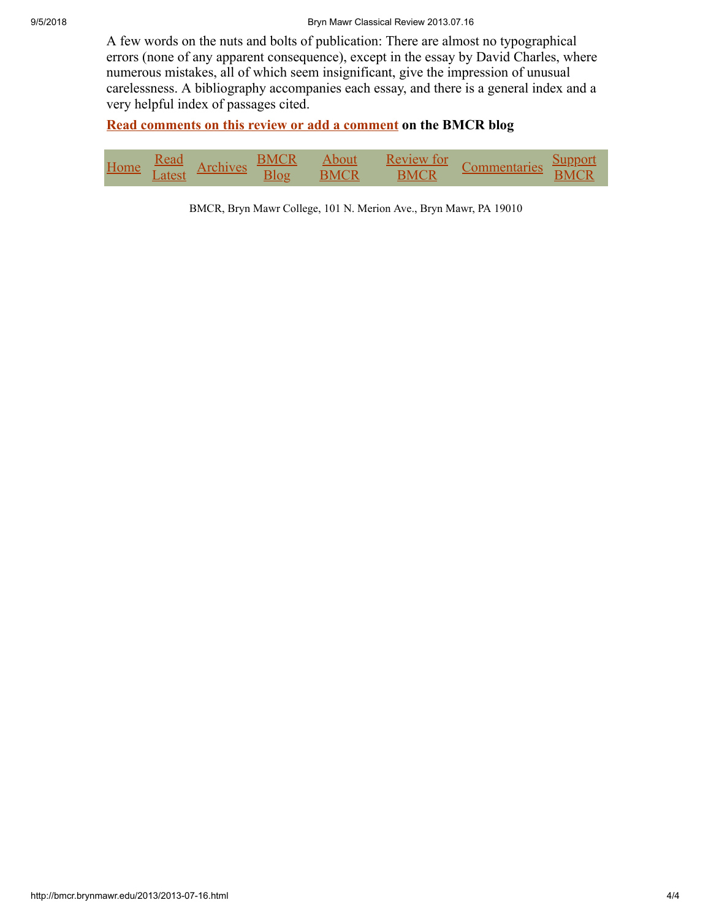A few words on the nuts and bolts of publication: There are almost no typographical errors (none of any apparent consequence), except in the essay by David Charles, where numerous mistakes, all of which seem insignificant, give the impression of unusual carelessness. A bibliography accompanies each essay, and there is a general index and a very helpful index of passages cited.

**Read comments on this review or add a comment on the BMCR blog**

| Home | Read Latest | Archives | BMCR Blog | About BMCR | Review for BMCR | Commentaries | Support BMCR |
|---|---|---|---|---|---|---|---|

BMCR, Bryn Mawr College, 101 N. Merion Ave., Bryn Mawr, PA 19010